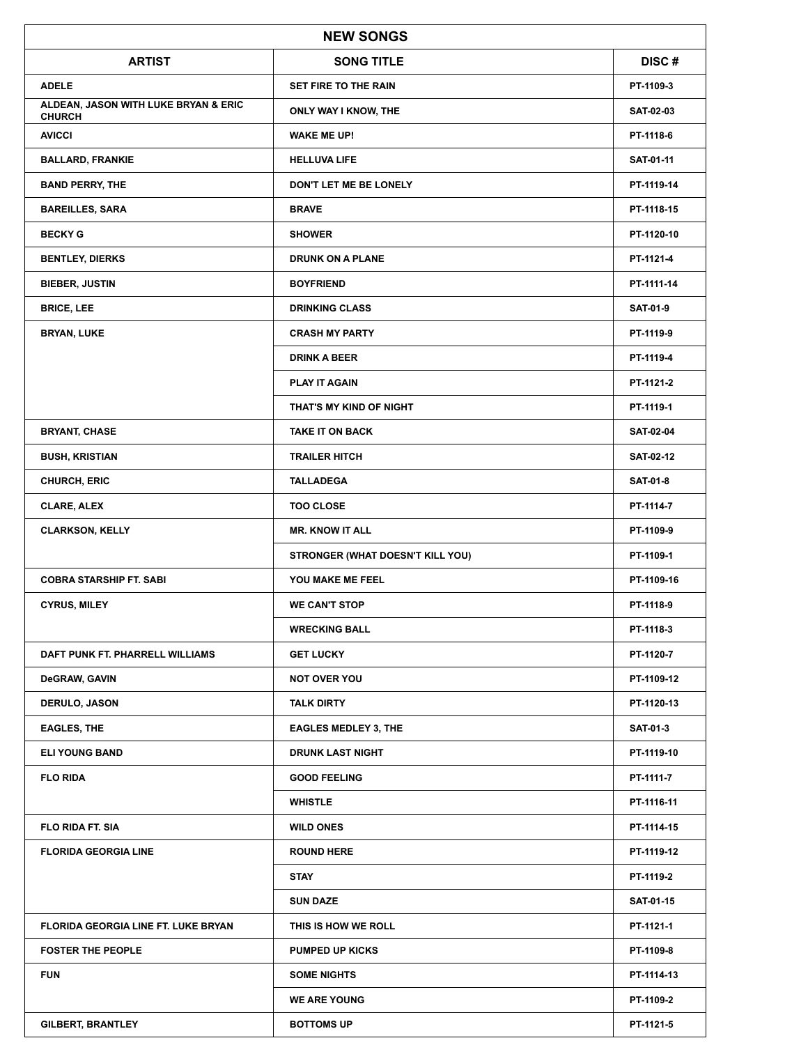| NEW SONGS | | |
|---|---|---|
| **ARTIST** | **SONG TITLE** | **DISC #** |
| ADELE | SET FIRE TO THE RAIN | PT-1109-3 |
| ALDEAN, JASON WITH LUKE BRYAN & ERIC CHURCH | ONLY WAY I KNOW, THE | SAT-02-03 |
| AVICCI | WAKE ME UP! | PT-1118-6 |
| BALLARD, FRANKIE | HELLUVA LIFE | SAT-01-11 |
| BAND PERRY, THE | DON'T LET ME BE LONELY | PT-1119-14 |
| BAREILLES, SARA | BRAVE | PT-1118-15 |
| BECKY G | SHOWER | PT-1120-10 |
| BENTLEY, DIERKS | DRUNK ON A PLANE | PT-1121-4 |
| BIEBER, JUSTIN | BOYFRIEND | PT-1111-14 |
| BRICE, LEE | DRINKING CLASS | SAT-01-9 |
| BRYAN, LUKE | CRASH MY PARTY | PT-1119-9 |
| | DRINK A BEER | PT-1119-4 |
| | PLAY IT AGAIN | PT-1121-2 |
| | THAT'S MY KIND OF NIGHT | PT-1119-1 |
| BRYANT, CHASE | TAKE IT ON BACK | SAT-02-04 |
| BUSH, KRISTIAN | TRAILER HITCH | SAT-02-12 |
| CHURCH, ERIC | TALLADEGA | SAT-01-8 |
| CLARE, ALEX | TOO CLOSE | PT-1114-7 |
| CLARKSON, KELLY | MR. KNOW IT ALL | PT-1109-9 |
| | STRONGER (WHAT DOESN'T KILL YOU) | PT-1109-1 |
| COBRA STARSHIP FT. SABI | YOU MAKE ME FEEL | PT-1109-16 |
| CYRUS, MILEY | WE CAN'T STOP | PT-1118-9 |
| | WRECKING BALL | PT-1118-3 |
| DAFT PUNK FT. PHARRELL WILLIAMS | GET LUCKY | PT-1120-7 |
| DeGRAW, GAVIN | NOT OVER YOU | PT-1109-12 |
| DERULO, JASON | TALK DIRTY | PT-1120-13 |
| EAGLES, THE | EAGLES MEDLEY 3, THE | SAT-01-3 |
| ELI YOUNG BAND | DRUNK LAST NIGHT | PT-1119-10 |
| FLO RIDA | GOOD FEELING | PT-1111-7 |
| | WHISTLE | PT-1116-11 |
| FLO RIDA FT. SIA | WILD ONES | PT-1114-15 |
| FLORIDA GEORGIA LINE | ROUND HERE | PT-1119-12 |
| | STAY | PT-1119-2 |
| | SUN DAZE | SAT-01-15 |
| FLORIDA GEORGIA LINE FT. LUKE BRYAN | THIS IS HOW WE ROLL | PT-1121-1 |
| FOSTER THE PEOPLE | PUMPED UP KICKS | PT-1109-8 |
| FUN | SOME NIGHTS | PT-1114-13 |
| | WE ARE YOUNG | PT-1109-2 |
| GILBERT, BRANTLEY | BOTTOMS UP | PT-1121-5 |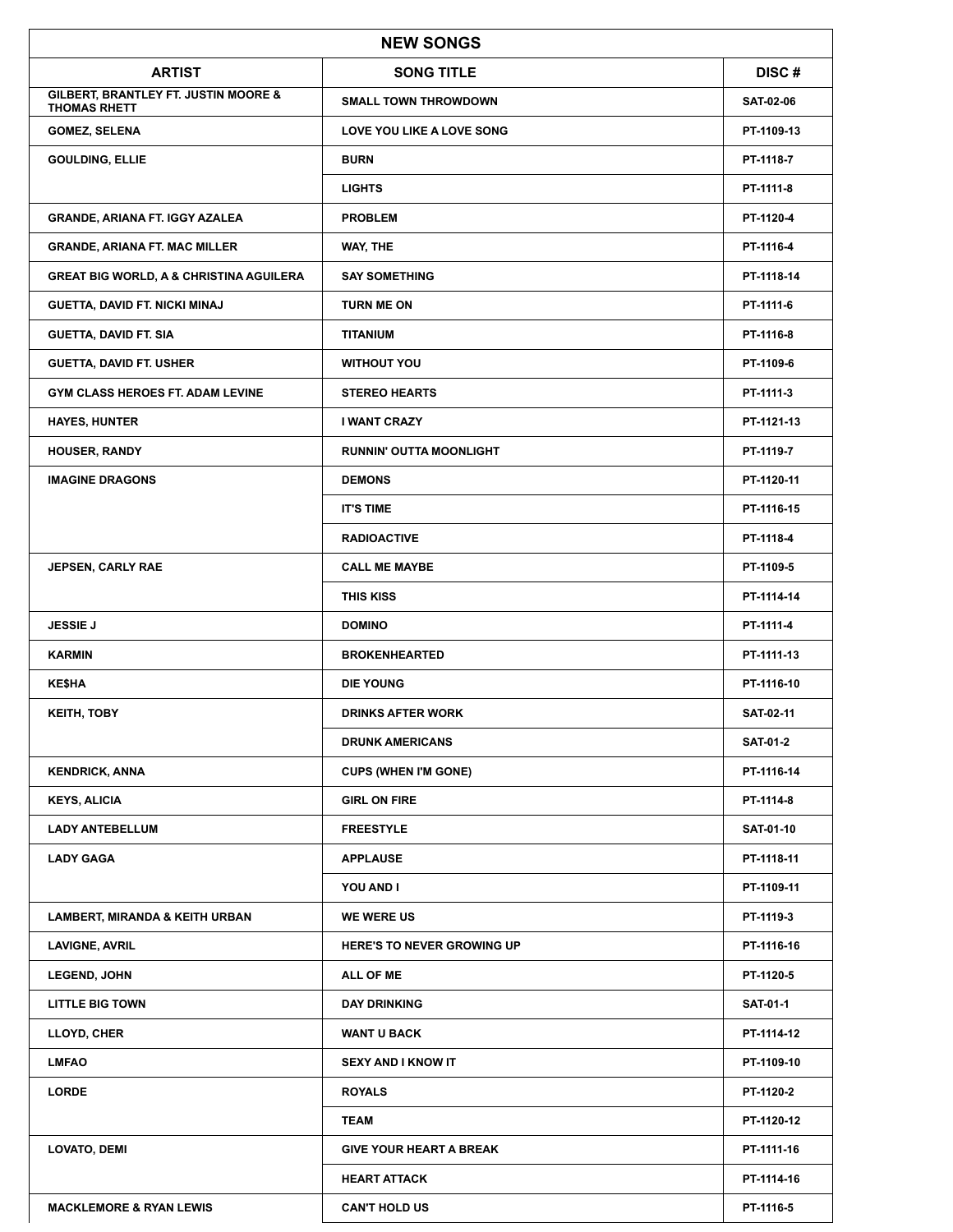| NEW SONGS | | |
|---|---|---|
| ARTIST | SONG TITLE | DISC # |
| GILBERT, BRANTLEY FT. JUSTIN MOORE & THOMAS RHETT | SMALL TOWN THROWDOWN | SAT-02-06 |
| GOMEZ, SELENA | LOVE YOU LIKE A LOVE SONG | PT-1109-13 |
| GOULDING, ELLIE | BURN | PT-1118-7 |
| | LIGHTS | PT-1111-8 |
| GRANDE, ARIANA FT. IGGY AZALEA | PROBLEM | PT-1120-4 |
| GRANDE, ARIANA FT. MAC MILLER | WAY, THE | PT-1116-4 |
| GREAT BIG WORLD, A & CHRISTINA AGUILERA | SAY SOMETHING | PT-1118-14 |
| GUETTA, DAVID FT. NICKI MINAJ | TURN ME ON | PT-1111-6 |
| GUETTA, DAVID FT. SIA | TITANIUM | PT-1116-8 |
| GUETTA, DAVID FT. USHER | WITHOUT YOU | PT-1109-6 |
| GYM CLASS HEROES FT. ADAM LEVINE | STEREO HEARTS | PT-1111-3 |
| HAYES, HUNTER | I WANT CRAZY | PT-1121-13 |
| HOUSER, RANDY | RUNNIN' OUTTA MOONLIGHT | PT-1119-7 |
| IMAGINE DRAGONS | DEMONS | PT-1120-11 |
| | IT'S TIME | PT-1116-15 |
| | RADIOACTIVE | PT-1118-4 |
| JEPSEN, CARLY RAE | CALL ME MAYBE | PT-1109-5 |
| | THIS KISS | PT-1114-14 |
| JESSIE J | DOMINO | PT-1111-4 |
| KARMIN | BROKENHEARTED | PT-1111-13 |
| KE$HA | DIE YOUNG | PT-1116-10 |
| KEITH, TOBY | DRINKS AFTER WORK | SAT-02-11 |
| | DRUNK AMERICANS | SAT-01-2 |
| KENDRICK, ANNA | CUPS (WHEN I'M GONE) | PT-1116-14 |
| KEYS, ALICIA | GIRL ON FIRE | PT-1114-8 |
| LADY ANTEBELLUM | FREESTYLE | SAT-01-10 |
| LADY GAGA | APPLAUSE | PT-1118-11 |
| | YOU AND I | PT-1109-11 |
| LAMBERT, MIRANDA & KEITH URBAN | WE WERE US | PT-1119-3 |
| LAVIGNE, AVRIL | HERE'S TO NEVER GROWING UP | PT-1116-16 |
| LEGEND, JOHN | ALL OF ME | PT-1120-5 |
| LITTLE BIG TOWN | DAY DRINKING | SAT-01-1 |
| LLOYD, CHER | WANT U BACK | PT-1114-12 |
| LMFAO | SEXY AND I KNOW IT | PT-1109-10 |
| LORDE | ROYALS | PT-1120-2 |
| | TEAM | PT-1120-12 |
| LOVATO, DEMI | GIVE YOUR HEART A BREAK | PT-1111-16 |
| | HEART ATTACK | PT-1114-16 |
| MACKLEMORE & RYAN LEWIS | CAN'T HOLD US | PT-1116-5 |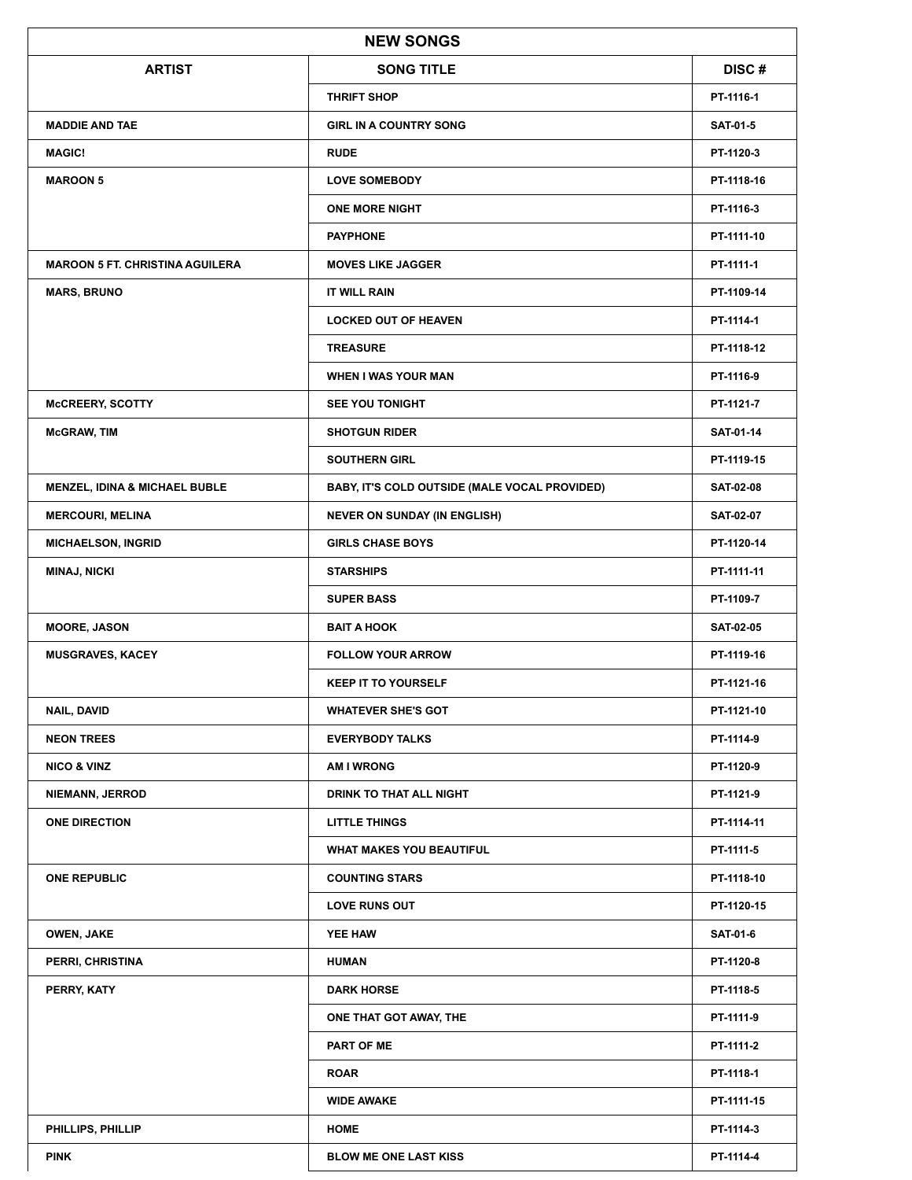| NEW SONGS | | |
|---|---|---|
| **ARTIST** | **SONG TITLE** | **DISC #** |
| | THRIFT SHOP | PT-1116-1 |
| MADDIE AND TAE | GIRL IN A COUNTRY SONG | SAT-01-5 |
| MAGIC! | RUDE | PT-1120-3 |
| MAROON 5 | LOVE SOMEBODY | PT-1118-16 |
| | ONE MORE NIGHT | PT-1116-3 |
| | PAYPHONE | PT-1111-10 |
| MAROON 5 FT. CHRISTINA AGUILERA | MOVES LIKE JAGGER | PT-1111-1 |
| MARS, BRUNO | IT WILL RAIN | PT-1109-14 |
| | LOCKED OUT OF HEAVEN | PT-1114-1 |
| | TREASURE | PT-1118-12 |
| | WHEN I WAS YOUR MAN | PT-1116-9 |
| McCREERY, SCOTTY | SEE YOU TONIGHT | PT-1121-7 |
| McGRAW, TIM | SHOTGUN RIDER | SAT-01-14 |
| | SOUTHERN GIRL | PT-1119-15 |
| MENZEL, IDINA & MICHAEL BUBLE | BABY, IT'S COLD OUTSIDE (MALE VOCAL PROVIDED) | SAT-02-08 |
| MERCOURI, MELINA | NEVER ON SUNDAY (IN ENGLISH) | SAT-02-07 |
| MICHAELSON, INGRID | GIRLS CHASE BOYS | PT-1120-14 |
| MINAJ, NICKI | STARSHIPS | PT-1111-11 |
| | SUPER BASS | PT-1109-7 |
| MOORE, JASON | BAIT A HOOK | SAT-02-05 |
| MUSGRAVES, KACEY | FOLLOW YOUR ARROW | PT-1119-16 |
| | KEEP IT TO YOURSELF | PT-1121-16 |
| NAIL, DAVID | WHATEVER SHE'S GOT | PT-1121-10 |
| NEON TREES | EVERYBODY TALKS | PT-1114-9 |
| NICO & VINZ | AM I WRONG | PT-1120-9 |
| NIEMANN, JERROD | DRINK TO THAT ALL NIGHT | PT-1121-9 |
| ONE DIRECTION | LITTLE THINGS | PT-1114-11 |
| | WHAT MAKES YOU BEAUTIFUL | PT-1111-5 |
| ONE REPUBLIC | COUNTING STARS | PT-1118-10 |
| | LOVE RUNS OUT | PT-1120-15 |
| OWEN, JAKE | YEE HAW | SAT-01-6 |
| PERRI, CHRISTINA | HUMAN | PT-1120-8 |
| PERRY, KATY | DARK HORSE | PT-1118-5 |
| | ONE THAT GOT AWAY, THE | PT-1111-9 |
| | PART OF ME | PT-1111-2 |
| | ROAR | PT-1118-1 |
| | WIDE AWAKE | PT-1111-15 |
| PHILLIPS, PHILLIP | HOME | PT-1114-3 |
| PINK | BLOW ME ONE LAST KISS | PT-1114-4 |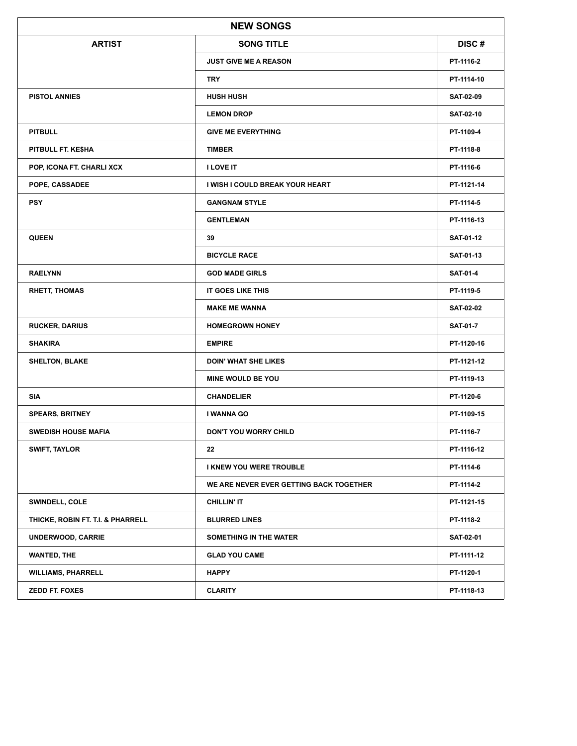| NEW SONGS | | |
|---|---|---|
| **ARTIST** | **SONG TITLE** | **DISC #** |
| | JUST GIVE ME A REASON | PT-1116-2 |
| | TRY | PT-1114-10 |
| PISTOL ANNIES | HUSH HUSH | SAT-02-09 |
| | LEMON DROP | SAT-02-10 |
| PITBULL | GIVE ME EVERYTHING | PT-1109-4 |
| PITBULL FT. KE$HA | TIMBER | PT-1118-8 |
| POP, ICONA FT. CHARLI XCX | I LOVE IT | PT-1116-6 |
| POPE, CASSADEE | I WISH I COULD BREAK YOUR HEART | PT-1121-14 |
| PSY | GANGNAM STYLE | PT-1114-5 |
| | GENTLEMAN | PT-1116-13 |
| QUEEN | 39 | SAT-01-12 |
| | BICYCLE RACE | SAT-01-13 |
| RAELYNN | GOD MADE GIRLS | SAT-01-4 |
| RHETT, THOMAS | IT GOES LIKE THIS | PT-1119-5 |
| | MAKE ME WANNA | SAT-02-02 |
| RUCKER, DARIUS | HOMEGROWN HONEY | SAT-01-7 |
| SHAKIRA | EMPIRE | PT-1120-16 |
| SHELTON, BLAKE | DOIN' WHAT SHE LIKES | PT-1121-12 |
| | MINE WOULD BE YOU | PT-1119-13 |
| SIA | CHANDELIER | PT-1120-6 |
| SPEARS, BRITNEY | I WANNA GO | PT-1109-15 |
| SWEDISH HOUSE MAFIA | DON'T YOU WORRY CHILD | PT-1116-7 |
| SWIFT, TAYLOR | 22 | PT-1116-12 |
| | I KNEW YOU WERE TROUBLE | PT-1114-6 |
| | WE ARE NEVER EVER GETTING BACK TOGETHER | PT-1114-2 |
| SWINDELL, COLE | CHILLIN' IT | PT-1121-15 |
| THICKE, ROBIN FT. T.I. & PHARRELL | BLURRED LINES | PT-1118-2 |
| UNDERWOOD, CARRIE | SOMETHING IN THE WATER | SAT-02-01 |
| WANTED, THE | GLAD YOU CAME | PT-1111-12 |
| WILLIAMS, PHARRELL | HAPPY | PT-1120-1 |
| ZEDD FT. FOXES | CLARITY | PT-1118-13 |